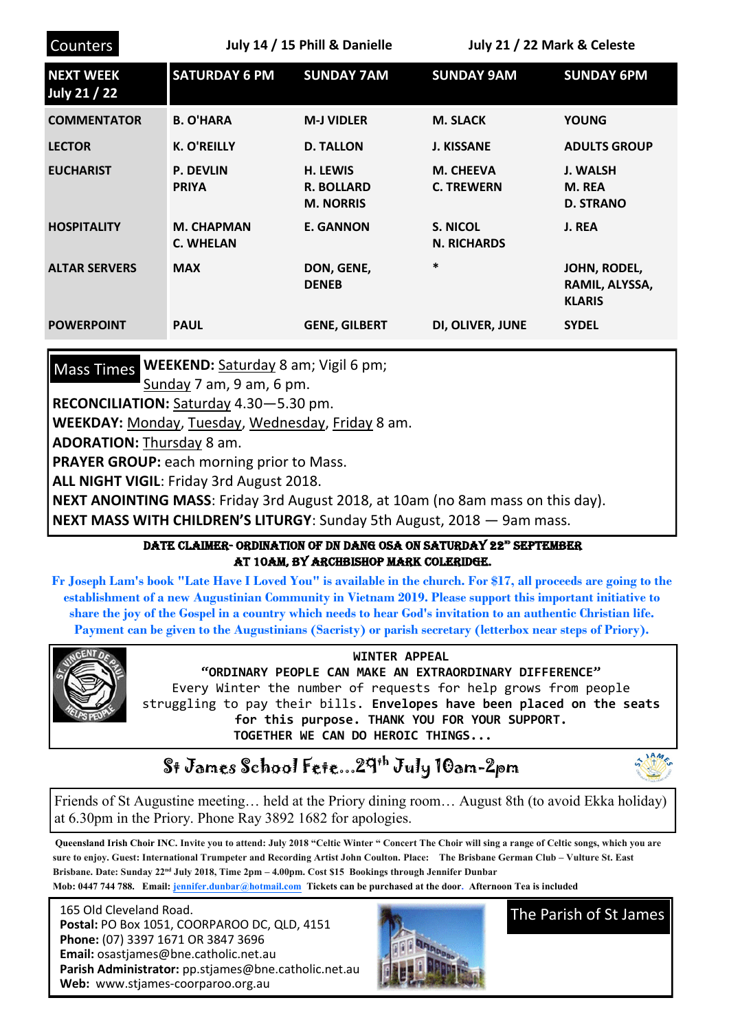**Counters** July 14 / 15 Phill & Danielle July 21 / 22 Mark & Celeste

| NEXT WEEK July 21 / 22 | SATURDAY 6 PM | SUNDAY 7AM | SUNDAY 9AM | SUNDAY 6PM |
|---|---|---|---|---|
| COMMENTATOR | B. O'HARA | M-J VIDLER | M. SLACK | YOUNG |
| LECTOR | K. O'REILLY | D. TALLON | J. KISSANE | ADULTS GROUP |
| EUCHARIST | P. DEVLIN PRIYA | H. LEWIS R. BOLLARD M. NORRIS | M. CHEEVA C. TREWERN | J. WALSH M. REA D. STRANO |
| HOSPITALITY | M. CHAPMAN C. WHELAN | E. GANNON | S. NICOL N. RICHARDS | J. REA |
| ALTAR SERVERS | MAX | DON, GENE, DENEB | * | JOHN, RODEL, RAMIL, ALYSSA, KLARIS |
| POWERPOINT | PAUL | GENE, GILBERT | DI, OLIVER, JUNE | SYDEL |

**Mass Times** **WEEKEND:** Saturday 8 am; Vigil 6 pm; Sunday 7 am, 9 am, 6 pm.

**RECONCILIATION:** Saturday 4.30—5.30 pm.

**WEEKDAY:** Monday, Tuesday, Wednesday, Friday 8 am.

**ADORATION:** Thursday 8 am.

**PRAYER GROUP:** each morning prior to Mass.

**ALL NIGHT VIGIL**: Friday 3rd August 2018.

**NEXT ANOINTING MASS**: Friday 3rd August 2018, at 10am (no 8am mass on this day).

**NEXT MASS WITH CHILDREN'S LITURGY**: Sunday 5th August, 2018 — 9am mass.

**DATE CLAIMER- ORDINATION OF DN DANG OSA ON SATURDAY 22nd SEPTEMBER AT 10AM, BY ARCHBISHOP MARK COLERIDGE.**

**Fr Joseph Lam's book "Late Have I Loved You" is available in the church. For $17, all proceeds are going to the establishment of a new Augustinian Community in Vietnam 2019. Please support this important initiative to share the joy of the Gospel in a country which needs to hear God's invitation to an authentic Christian life. Payment can be given to the Augustinians (Sacristy) or parish secretary (letterbox near steps of Priory).**

WINTER APPEAL

"ORDINARY PEOPLE CAN MAKE AN EXTRAORDINARY DIFFERENCE"

Every Winter the number of requests for help grows from people struggling to pay their bills. **Envelopes have been placed on the seats for this purpose.** THANK YOU FOR YOUR SUPPORT.

TOGETHER WE CAN DO HEROIC THINGS...

## St James School Fete...29th July 10am-2pm

Friends of St Augustine meeting… held at the Priory dining room… August 8th (to avoid Ekka holiday) at 6.30pm in the Priory. Phone Ray 3892 1682 for apologies.

**Queensland Irish Choir INC. Invite you to attend: July 2018 "Celtic Winter " Concert The Choir will sing a range of Celtic songs, which you are sure to enjoy. Guest: International Trumpeter and Recording Artist John Coulton. Place: The Brisbane German Club – Vulture St. East Brisbane. Date: Sunday 22nd July 2018, Time 2pm – 4.00pm. Cost $15 Bookings through Jennifer Dunbar Mob: 0447 744 788. Email: jennifer.dunbar@hotmail.com Tickets can be purchased at the door. Afternoon Tea is included**

165 Old Cleveland Road.
**Postal:** PO Box 1051, COORPAROO DC, QLD, 4151
**Phone:** (07) 3397 1671 OR 3847 3696
**Email:** osastjames@bne.catholic.net.au
**Parish Administrator:** pp.stjames@bne.catholic.net.au
**Web:** www.stjames-coorparoo.org.au

The Parish of St James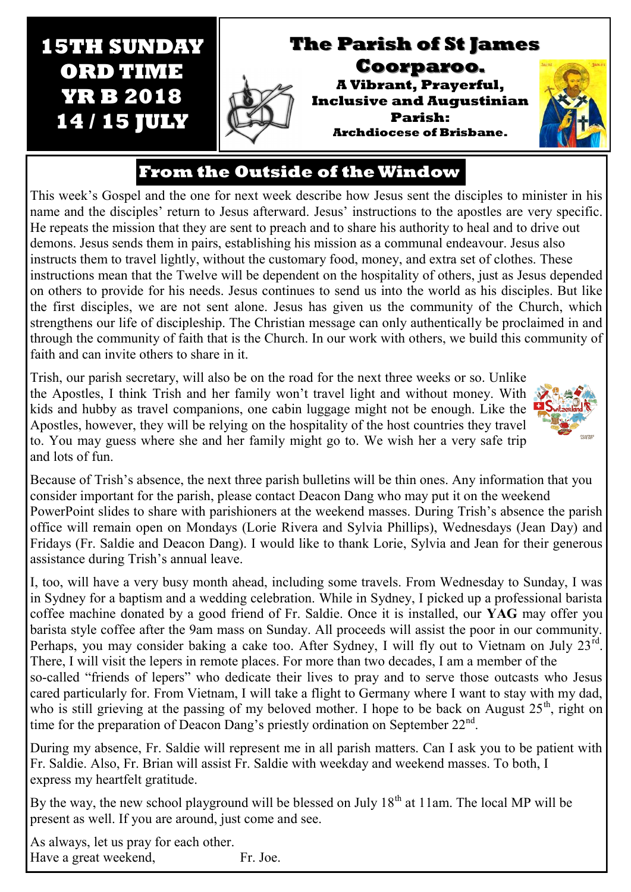# 15TH SUNDAY ORD TIME YR B 2018 14 / 15 JULY

## The Parish of St James Coorparoo.

**A Vibrant, Prayerful, Inclusive and Augustinian Parish:**

**Archdiocese of Brisbane.**

## From the Outside of the Window

This week's Gospel and the one for next week describe how Jesus sent the disciples to minister in his name and the disciples' return to Jesus afterward. Jesus' instructions to the apostles are very specific. He repeats the mission that they are sent to preach and to share his authority to heal and to drive out demons. Jesus sends them in pairs, establishing his mission as a communal endeavour. Jesus also instructs them to travel lightly, without the customary food, money, and extra set of clothes. These instructions mean that the Twelve will be dependent on the hospitality of others, just as Jesus depended on others to provide for his needs. Jesus continues to send us into the world as his disciples. But like the first disciples, we are not sent alone. Jesus has given us the community of the Church, which strengthens our life of discipleship. The Christian message can only authentically be proclaimed in and through the community of faith that is the Church. In our work with others, we build this community of faith and can invite others to share in it.

Trish, our parish secretary, will also be on the road for the next three weeks or so. Unlike the Apostles, I think Trish and her family won't travel light and without money. With kids and hubby as travel companions, one cabin luggage might not be enough. Like the Apostles, however, they will be relying on the hospitality of the host countries they travel to. You may guess where she and her family might go to. We wish her a very safe trip and lots of fun.

Because of Trish's absence, the next three parish bulletins will be thin ones. Any information that you consider important for the parish, please contact Deacon Dang who may put it on the weekend PowerPoint slides to share with parishioners at the weekend masses. During Trish's absence the parish office will remain open on Mondays (Lorie Rivera and Sylvia Phillips), Wednesdays (Jean Day) and Fridays (Fr. Saldie and Deacon Dang). I would like to thank Lorie, Sylvia and Jean for their generous assistance during Trish's annual leave.

I, too, will have a very busy month ahead, including some travels. From Wednesday to Sunday, I was in Sydney for a baptism and a wedding celebration. While in Sydney, I picked up a professional barista coffee machine donated by a good friend of Fr. Saldie. Once it is installed, our **YAG** may offer you barista style coffee after the 9am mass on Sunday. All proceeds will assist the poor in our community. Perhaps, you may consider baking a cake too. After Sydney, I will fly out to Vietnam on July 23rd. There, I will visit the lepers in remote places. For more than two decades, I am a member of the so-called "friends of lepers" who dedicate their lives to pray and to serve those outcasts who Jesus cared particularly for. From Vietnam, I will take a flight to Germany where I want to stay with my dad, who is still grieving at the passing of my beloved mother. I hope to be back on August 25th, right on time for the preparation of Deacon Dang's priestly ordination on September 22nd.

During my absence, Fr. Saldie will represent me in all parish matters. Can I ask you to be patient with Fr. Saldie. Also, Fr. Brian will assist Fr. Saldie with weekday and weekend masses. To both, I express my heartfelt gratitude.

By the way, the new school playground will be blessed on July 18th at 11am. The local MP will be present as well. If you are around, just come and see.

As always, let us pray for each other.
Have a great weekend, Fr. Joe.